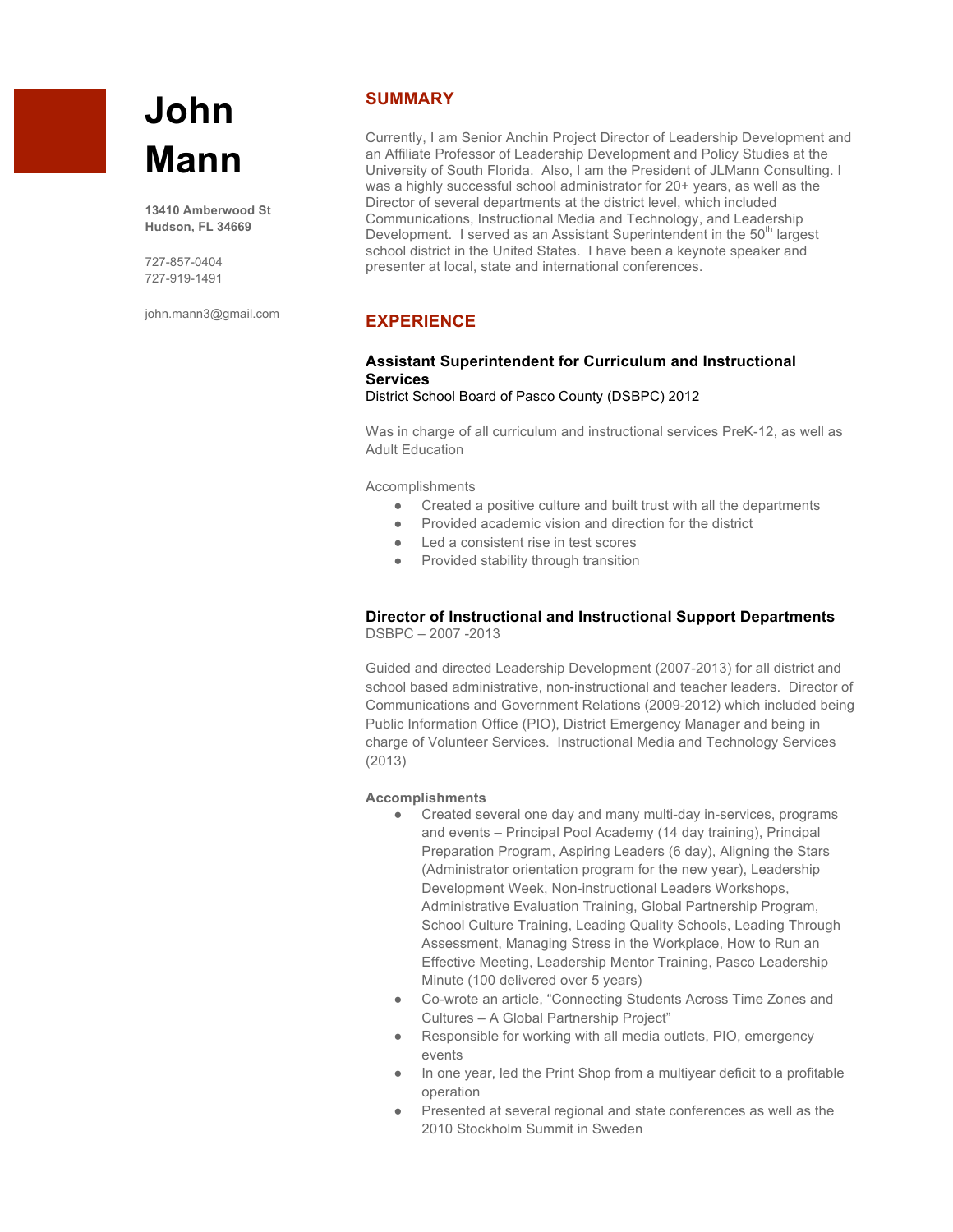# John Mann

**13410 Amberwood St**
**Hudson, FL 34669**

727-857-0404
727-919-1491

john.mann3@gmail.com

## SUMMARY

Currently, I am Senior Anchin Project Director of Leadership Development and an Affiliate Professor of Leadership Development and Policy Studies at the University of South Florida. Also, I am the President of JLMann Consulting. I was a highly successful school administrator for 20+ years, as well as the Director of several departments at the district level, which included Communications, Instructional Media and Technology, and Leadership Development. I served as an Assistant Superintendent in the 50th largest school district in the United States. I have been a keynote speaker and presenter at local, state and international conferences.

## EXPERIENCE

### Assistant Superintendent for Curriculum and Instructional Services

District School Board of Pasco County (DSBPC) 2012

Was in charge of all curriculum and instructional services PreK-12, as well as Adult Education

Accomplishments

- Created a positive culture and built trust with all the departments
- Provided academic vision and direction for the district
- Led a consistent rise in test scores
- Provided stability through transition

### Director of Instructional and Instructional Support Departments

DSBPC – 2007 -2013

Guided and directed Leadership Development (2007-2013) for all district and school based administrative, non-instructional and teacher leaders. Director of Communications and Government Relations (2009-2012) which included being Public Information Office (PIO), District Emergency Manager and being in charge of Volunteer Services. Instructional Media and Technology Services (2013)

**Accomplishments**

- Created several one day and many multi-day in-services, programs and events – Principal Pool Academy (14 day training), Principal Preparation Program, Aspiring Leaders (6 day), Aligning the Stars (Administrator orientation program for the new year), Leadership Development Week, Non-instructional Leaders Workshops, Administrative Evaluation Training, Global Partnership Program, School Culture Training, Leading Quality Schools, Leading Through Assessment, Managing Stress in the Workplace, How to Run an Effective Meeting, Leadership Mentor Training, Pasco Leadership Minute (100 delivered over 5 years)
- Co-wrote an article, "Connecting Students Across Time Zones and Cultures – A Global Partnership Project"
- Responsible for working with all media outlets, PIO, emergency events
- In one year, led the Print Shop from a multiyear deficit to a profitable operation
- Presented at several regional and state conferences as well as the 2010 Stockholm Summit in Sweden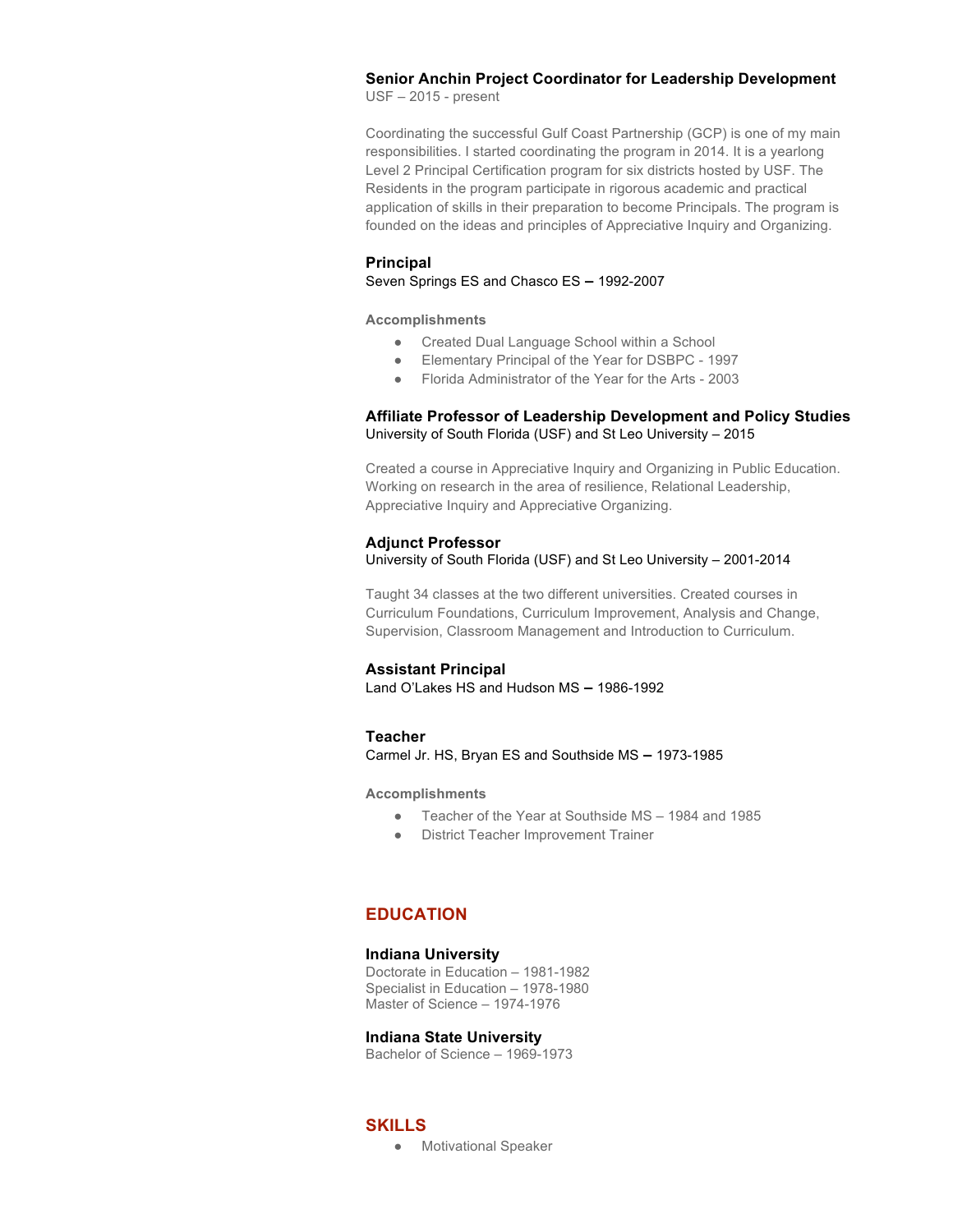### Senior Anchin Project Coordinator for Leadership Development
USF – 2015 - present

Coordinating the successful Gulf Coast Partnership (GCP) is one of my main responsibilities. I started coordinating the program in 2014. It is a yearlong Level 2 Principal Certification program for six districts hosted by USF. The Residents in the program participate in rigorous academic and practical application of skills in their preparation to become Principals. The program is founded on the ideas and principles of Appreciative Inquiry and Organizing.

### Principal
Seven Springs ES and Chasco ES – 1992-2007

**Accomplishments**

- Created Dual Language School within a School
- Elementary Principal of the Year for DSBPC - 1997
- Florida Administrator of the Year for the Arts - 2003

### Affiliate Professor of Leadership Development and Policy Studies
University of South Florida (USF) and St Leo University – 2015

Created a course in Appreciative Inquiry and Organizing in Public Education. Working on research in the area of resilience, Relational Leadership, Appreciative Inquiry and Appreciative Organizing.

### Adjunct Professor
University of South Florida (USF) and St Leo University – 2001-2014

Taught 34 classes at the two different universities. Created courses in Curriculum Foundations, Curriculum Improvement, Analysis and Change, Supervision, Classroom Management and Introduction to Curriculum.

### Assistant Principal
Land O'Lakes HS and Hudson MS – 1986-1992

### Teacher
Carmel Jr. HS, Bryan ES and Southside MS – 1973-1985

**Accomplishments**

- Teacher of the Year at Southside MS – 1984 and 1985
- District Teacher Improvement Trainer

## EDUCATION

### Indiana University
Doctorate in Education – 1981-1982
Specialist in Education – 1978-1980
Master of Science – 1974-1976

### Indiana State University
Bachelor of Science – 1969-1973

## SKILLS

- Motivational Speaker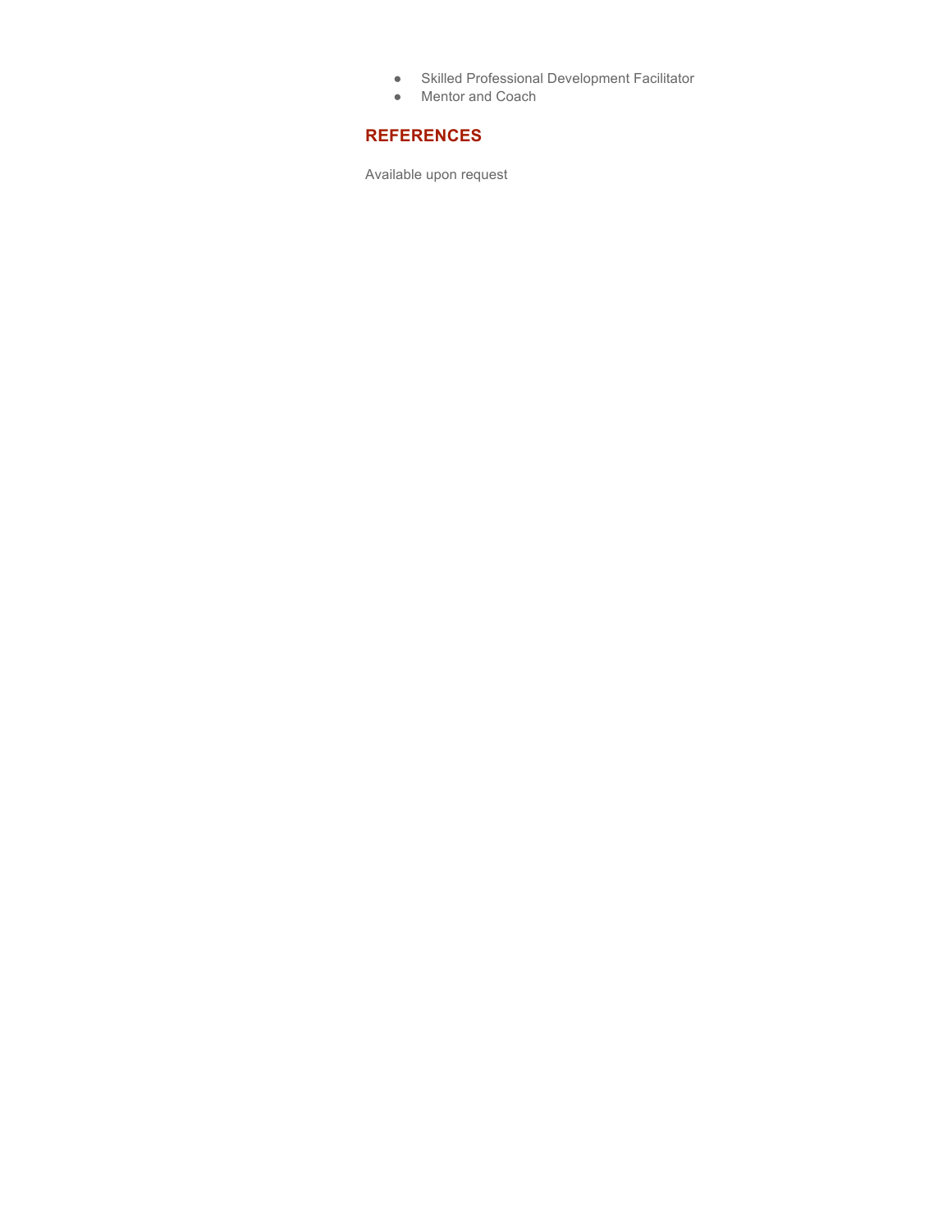- Skilled Professional Development Facilitator
- Mentor and Coach

## REFERENCES

Available upon request